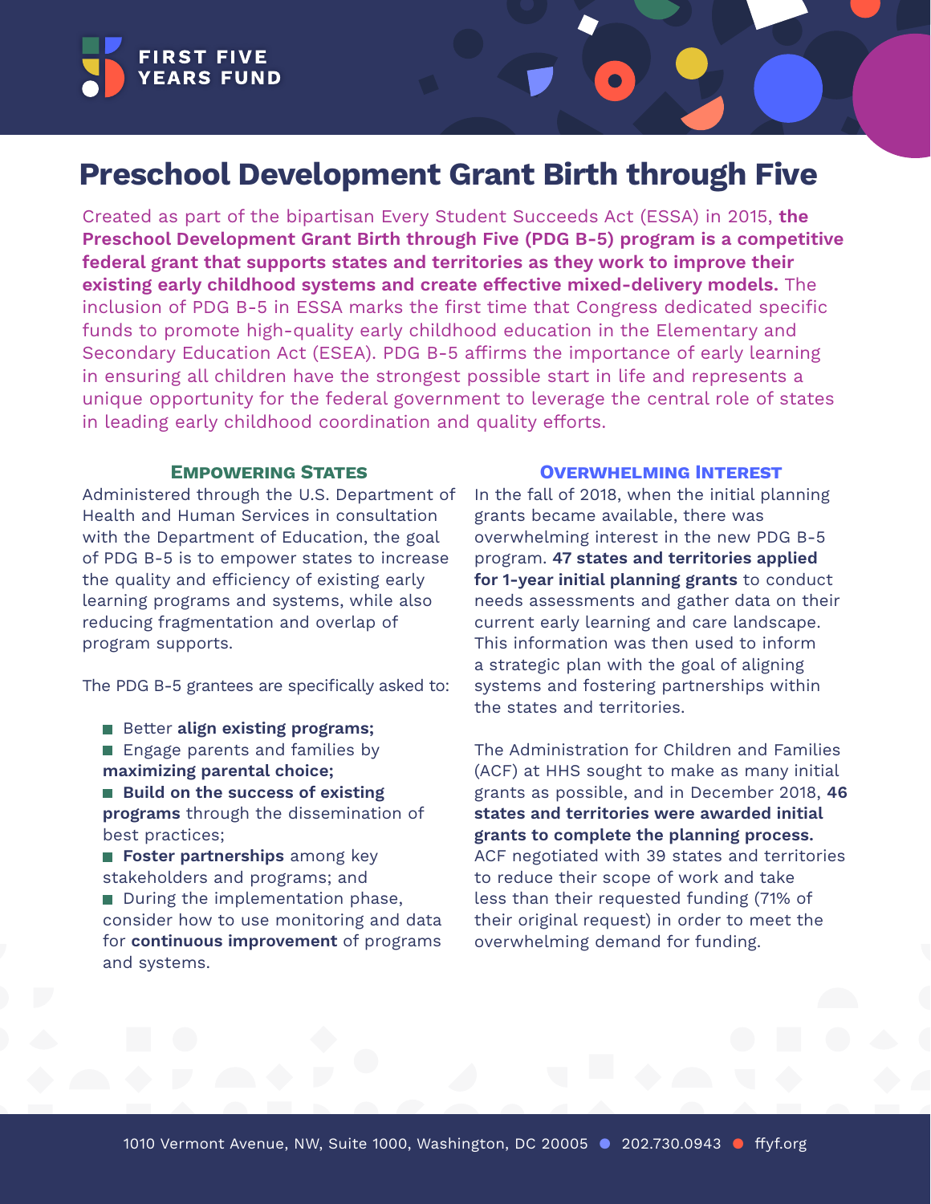FIRST FIVE YEARS FUND

# Preschool Development Grant Birth through Five

Created as part of the bipartisan Every Student Succeeds Act (ESSA) in 2015, **the Preschool Development Grant Birth through Five (PDG B-5) program is a competitive federal grant that supports states and territories as they work to improve their existing early childhood systems and create effective mixed-delivery models.** The inclusion of PDG B-5 in ESSA marks the first time that Congress dedicated specific funds to promote high-quality early childhood education in the Elementary and Secondary Education Act (ESEA). PDG B-5 affirms the importance of early learning in ensuring all children have the strongest possible start in life and represents a unique opportunity for the federal government to leverage the central role of states in leading early childhood coordination and quality efforts.

## Empowering States

Administered through the U.S. Department of Health and Human Services in consultation with the Department of Education, the goal of PDG B-5 is to empower states to increase the quality and efficiency of existing early learning programs and systems, while also reducing fragmentation and overlap of program supports.

The PDG B-5 grantees are specifically asked to:

- Better **align existing programs;**
- Engage parents and families by **maximizing parental choice;**
- **Build on the success of existing programs** through the dissemination of best practices;
- **Foster partnerships** among key stakeholders and programs; and
- During the implementation phase, consider how to use monitoring and data for **continuous improvement** of programs and systems.

## Overwhelming Interest

In the fall of 2018, when the initial planning grants became available, there was overwhelming interest in the new PDG B-5 program. **47 states and territories applied for 1-year initial planning grants** to conduct needs assessments and gather data on their current early learning and care landscape. This information was then used to inform a strategic plan with the goal of aligning systems and fostering partnerships within the states and territories.

The Administration for Children and Families (ACF) at HHS sought to make as many initial grants as possible, and in December 2018, **46 states and territories were awarded initial grants to complete the planning process.** ACF negotiated with 39 states and territories to reduce their scope of work and take less than their requested funding (71% of their original request) in order to meet the overwhelming demand for funding.

1010 Vermont Avenue, NW, Suite 1000, Washington, DC 20005 • 202.730.0943 • ffyf.org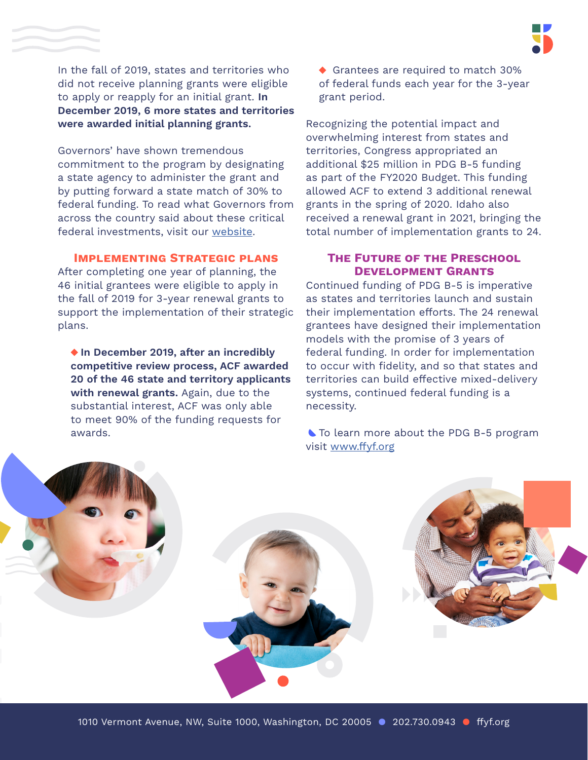In the fall of 2019, states and territories who did not receive planning grants were eligible to apply or reapply for an initial grant. **In December 2019, 6 more states and territories were awarded initial planning grants.**

Governors' have shown tremendous commitment to the program by designating a state agency to administer the grant and by putting forward a state match of 30% to federal funding. To read what Governors from across the country said about these critical federal investments, visit our [website](website).

## Implementing Strategic Plans

After completing one year of planning, the 46 initial grantees were eligible to apply in the fall of 2019 for 3-year renewal grants to support the implementation of their strategic plans.

- **In December 2019, after an incredibly competitive review process, ACF awarded 20 of the 46 state and territory applicants with renewal grants.** Again, due to the substantial interest, ACF was only able to meet 90% of the funding requests for awards.
- Grantees are required to match 30% of federal funds each year for the 3-year grant period.

Recognizing the potential impact and overwhelming interest from states and territories, Congress appropriated an additional $25 million in PDG B-5 funding as part of the FY2020 Budget. This funding allowed ACF to extend 3 additional renewal grants in the spring of 2020. Idaho also received a renewal grant in 2021, bringing the total number of implementation grants to 24.

## The Future of the Preschool Development Grants

Continued funding of PDG B-5 is imperative as states and territories launch and sustain their implementation efforts. The 24 renewal grantees have designed their implementation models with the promise of 3 years of federal funding. In order for implementation to occur with fidelity, and so that states and territories can build effective mixed-delivery systems, continued federal funding is a necessity.

To learn more about the PDG B-5 program visit [www.ffyf.org](www.ffyf.org)

1010 Vermont Avenue, NW, Suite 1000, Washington, DC 20005 • 202.730.0943 • ffyf.org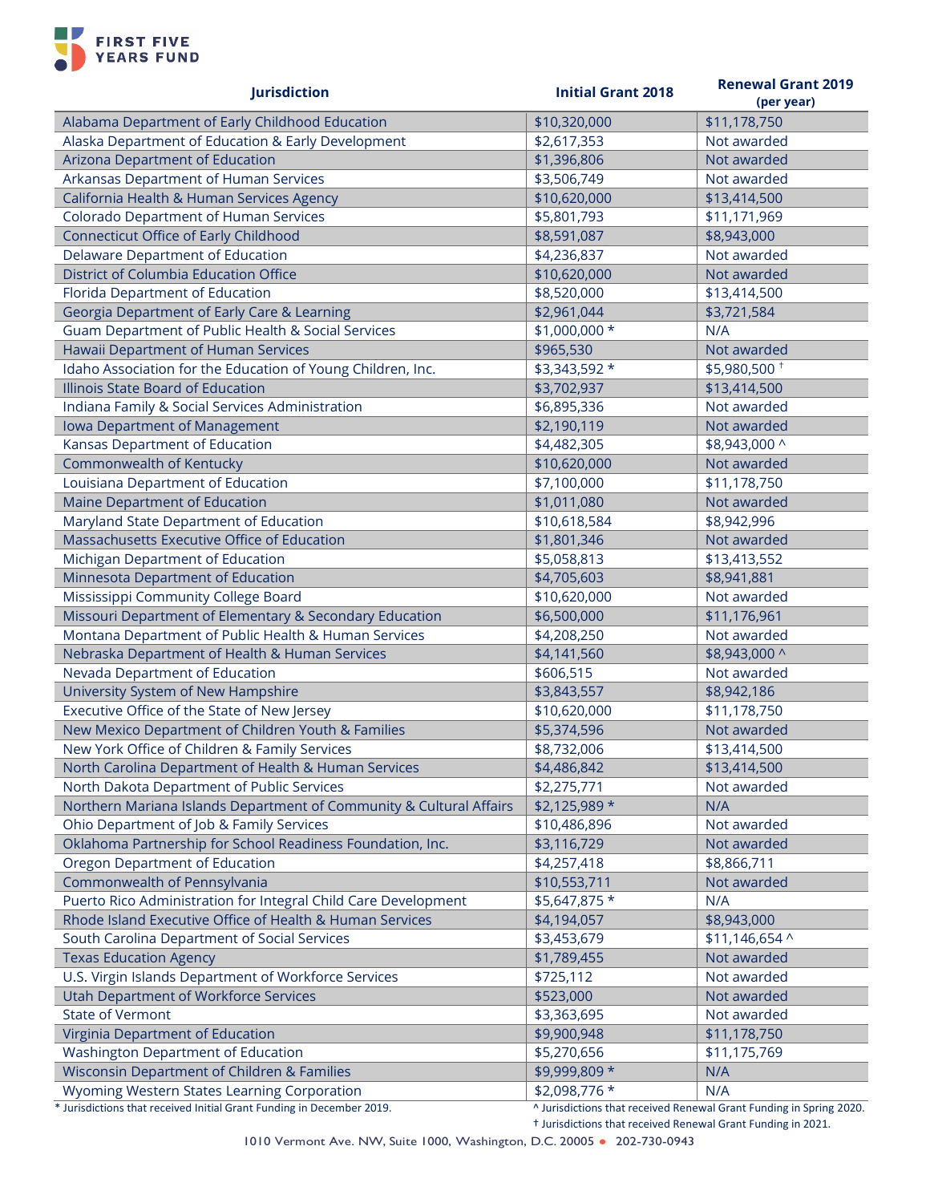| Jurisdiction | Initial Grant 2018 | Renewal Grant 2019 (per year) |
|---|---|---|
| Alabama Department of Early Childhood Education | $10,320,000 | $11,178,750 |
| Alaska Department of Education & Early Development | $2,617,353 | Not awarded |
| Arizona Department of Education | $1,396,806 | Not awarded |
| Arkansas Department of Human Services | $3,506,749 | Not awarded |
| California Health & Human Services Agency | $10,620,000 | $13,414,500 |
| Colorado Department of Human Services | $5,801,793 | $11,171,969 |
| Connecticut Office of Early Childhood | $8,591,087 | $8,943,000 |
| Delaware Department of Education | $4,236,837 | Not awarded |
| District of Columbia Education Office | $10,620,000 | Not awarded |
| Florida Department of Education | $8,520,000 | $13,414,500 |
| Georgia Department of Early Care & Learning | $2,961,044 | $3,721,584 |
| Guam Department of Public Health & Social Services | $1,000,000 * | N/A |
| Hawaii Department of Human Services | $965,530 | Not awarded |
| Idaho Association for the Education of Young Children, Inc. | $3,343,592 * | $5,980,500 † |
| Illinois State Board of Education | $3,702,937 | $13,414,500 |
| Indiana Family & Social Services Administration | $6,895,336 | Not awarded |
| Iowa Department of Management | $2,190,119 | Not awarded |
| Kansas Department of Education | $4,482,305 | $8,943,000 ^ |
| Commonwealth of Kentucky | $10,620,000 | Not awarded |
| Louisiana Department of Education | $7,100,000 | $11,178,750 |
| Maine Department of Education | $1,011,080 | Not awarded |
| Maryland State Department of Education | $10,618,584 | $8,942,996 |
| Massachusetts Executive Office of Education | $1,801,346 | Not awarded |
| Michigan Department of Education | $5,058,813 | $13,413,552 |
| Minnesota Department of Education | $4,705,603 | $8,941,881 |
| Mississippi Community College Board | $10,620,000 | Not awarded |
| Missouri Department of Elementary & Secondary Education | $6,500,000 | $11,176,961 |
| Montana Department of Public Health & Human Services | $4,208,250 | Not awarded |
| Nebraska Department of Health & Human Services | $4,141,560 | $8,943,000 ^ |
| Nevada Department of Education | $606,515 | Not awarded |
| University System of New Hampshire | $3,843,557 | $8,942,186 |
| Executive Office of the State of New Jersey | $10,620,000 | $11,178,750 |
| New Mexico Department of Children Youth & Families | $5,374,596 | Not awarded |
| New York Office of Children & Family Services | $8,732,006 | $13,414,500 |
| North Carolina Department of Health & Human Services | $4,486,842 | $13,414,500 |
| North Dakota Department of Public Services | $2,275,771 | Not awarded |
| Northern Mariana Islands Department of Community & Cultural Affairs | $2,125,989 * | N/A |
| Ohio Department of Job & Family Services | $10,486,896 | Not awarded |
| Oklahoma Partnership for School Readiness Foundation, Inc. | $3,116,729 | Not awarded |
| Oregon Department of Education | $4,257,418 | $8,866,711 |
| Commonwealth of Pennsylvania | $10,553,711 | Not awarded |
| Puerto Rico Administration for Integral Child Care Development | $5,647,875 * | N/A |
| Rhode Island Executive Office of Health & Human Services | $4,194,057 | $8,943,000 |
| South Carolina Department of Social Services | $3,453,679 | $11,146,654 ^ |
| Texas Education Agency | $1,789,455 | Not awarded |
| U.S. Virgin Islands Department of Workforce Services | $725,112 | Not awarded |
| Utah Department of Workforce Services | $523,000 | Not awarded |
| State of Vermont | $3,363,695 | Not awarded |
| Virginia Department of Education | $9,900,948 | $11,178,750 |
| Washington Department of Education | $5,270,656 | $11,175,769 |
| Wisconsin Department of Children & Families | $9,999,809 * | N/A |
| Wyoming Western States Learning Corporation | $2,098,776 * | N/A |

\* Jurisdictions that received Initial Grant Funding in December 2019.

^ Jurisdictions that received Renewal Grant Funding in Spring 2020.

† Jurisdictions that received Renewal Grant Funding in 2021.